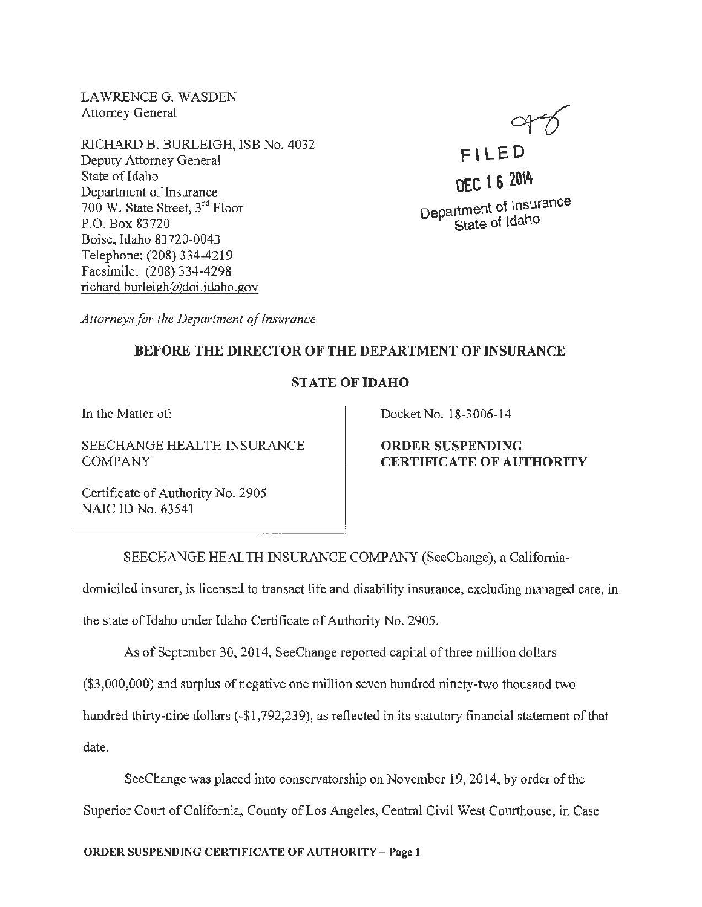LAWRENCE G. WASDEN
Attorney General

RICHARD B. BURLEIGH, ISB No. 4032
Deputy Attorney General
State of Idaho
Department of Insurance
700 W. State Street, 3rd Floor
P.O. Box 83720
Boise, Idaho 83720-0043
Telephone: (208) 334-4219
Facsimile: (208) 334-4298
richard.burleigh@doi.idaho.gov

FILED
DEC 16 2014
Department of Insurance
State of Idaho

*Attorneys for the Department of Insurance*

**BEFORE THE DIRECTOR OF THE DEPARTMENT OF INSURANCE**

**STATE OF IDAHO**

| In the Matter of:<br><br>SEECHANGE HEALTH INSURANCE COMPANY<br><br>Certificate of Authority No. 2905<br>NAIC ID No. 63541 | Docket No. 18-3006-14<br><br>**ORDER SUSPENDING CERTIFICATE OF AUTHORITY** |
|---|---|

SEECHANGE HEALTH INSURANCE COMPANY (SeeChange), a California-domiciled insurer, is licensed to transact life and disability insurance, excluding managed care, in the state of Idaho under Idaho Certificate of Authority No. 2905.

As of September 30, 2014, SeeChange reported capital of three million dollars ($3,000,000) and surplus of negative one million seven hundred ninety-two thousand two hundred thirty-nine dollars (-$1,792,239), as reflected in its statutory financial statement of that date.

SeeChange was placed into conservatorship on November 19, 2014, by order of the Superior Court of California, County of Los Angeles, Central Civil West Courthouse, in Case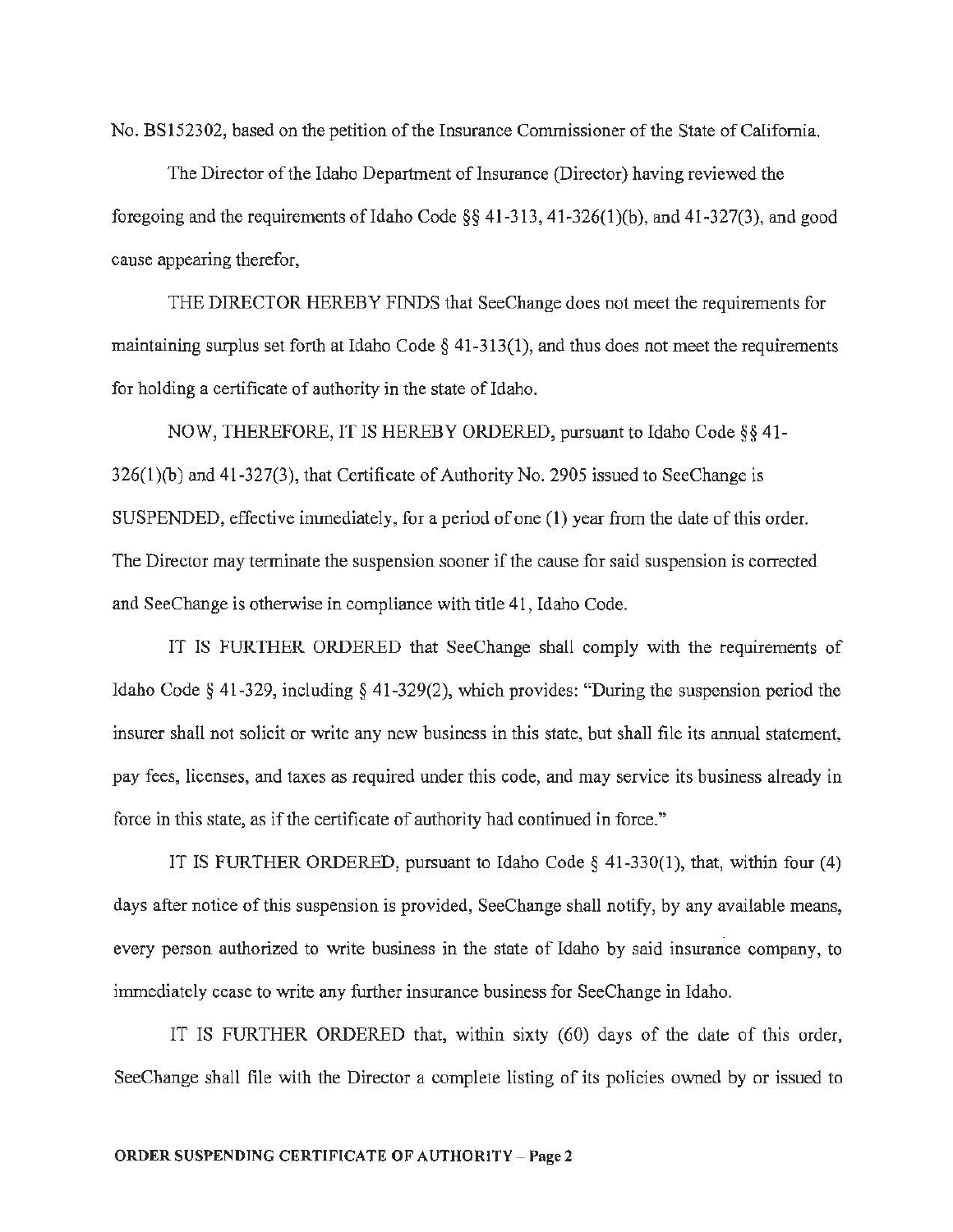No. BS152302, based on the petition of the Insurance Commissioner of the State of California.

The Director of the Idaho Department of Insurance (Director) having reviewed the foregoing and the requirements of Idaho Code §§ 41-313, 41-326(1)(b), and 41-327(3), and good cause appearing therefor,

THE DIRECTOR HEREBY FINDS that SeeChange does not meet the requirements for maintaining surplus set forth at Idaho Code § 41-313(1), and thus does not meet the requirements for holding a certificate of authority in the state of Idaho.

NOW, THEREFORE, IT IS HEREBY ORDERED, pursuant to Idaho Code §§ 41-326(1)(b) and 41-327(3), that Certificate of Authority No. 2905 issued to SeeChange is SUSPENDED, effective immediately, for a period of one (1) year from the date of this order. The Director may terminate the suspension sooner if the cause for said suspension is corrected and SeeChange is otherwise in compliance with title 41, Idaho Code.

IT IS FURTHER ORDERED that SeeChange shall comply with the requirements of Idaho Code § 41-329, including § 41-329(2), which provides: "During the suspension period the insurer shall not solicit or write any new business in this state, but shall file its annual statement, pay fees, licenses, and taxes as required under this code, and may service its business already in force in this state, as if the certificate of authority had continued in force."

IT IS FURTHER ORDERED, pursuant to Idaho Code § 41-330(1), that, within four (4) days after notice of this suspension is provided, SeeChange shall notify, by any available means, every person authorized to write business in the state of Idaho by said insurance company, to immediately cease to write any further insurance business for SeeChange in Idaho.

IT IS FURTHER ORDERED that, within sixty (60) days of the date of this order, SeeChange shall file with the Director a complete listing of its policies owned by or issued to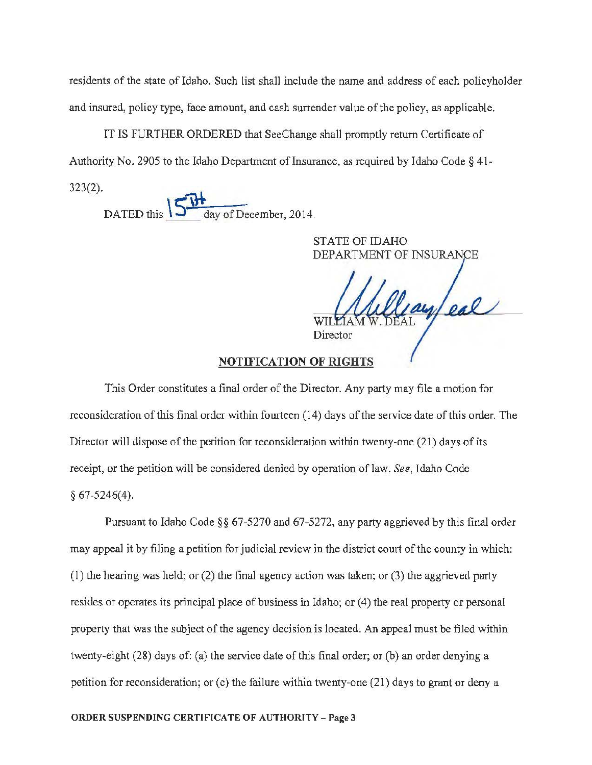residents of the state of Idaho. Such list shall include the name and address of each policyholder and insured, policy type, face amount, and cash surrender value of the policy, as applicable.

IT IS FURTHER ORDERED that SeeChange shall promptly return Certificate of Authority No. 2905 to the Idaho Department of Insurance, as required by Idaho Code § 41-323(2).

DATED this 15th day of December, 2014.

STATE OF IDAHO
DEPARTMENT OF INSURANCE

WILLIAM W. DEAL
Director

**NOTIFICATION OF RIGHTS**

This Order constitutes a final order of the Director. Any party may file a motion for reconsideration of this final order within fourteen (14) days of the service date of this order. The Director will dispose of the petition for reconsideration within twenty-one (21) days of its receipt, or the petition will be considered denied by operation of law. *See*, Idaho Code § 67-5246(4).

Pursuant to Idaho Code §§ 67-5270 and 67-5272, any party aggrieved by this final order may appeal it by filing a petition for judicial review in the district court of the county in which: (1) the hearing was held; or (2) the final agency action was taken; or (3) the aggrieved party resides or operates its principal place of business in Idaho; or (4) the real property or personal property that was the subject of the agency decision is located. An appeal must be filed within twenty-eight (28) days of: (a) the service date of this final order; or (b) an order denying a petition for reconsideration; or (c) the failure within twenty-one (21) days to grant or deny a

**ORDER SUSPENDING CERTIFICATE OF AUTHORITY – Page 3**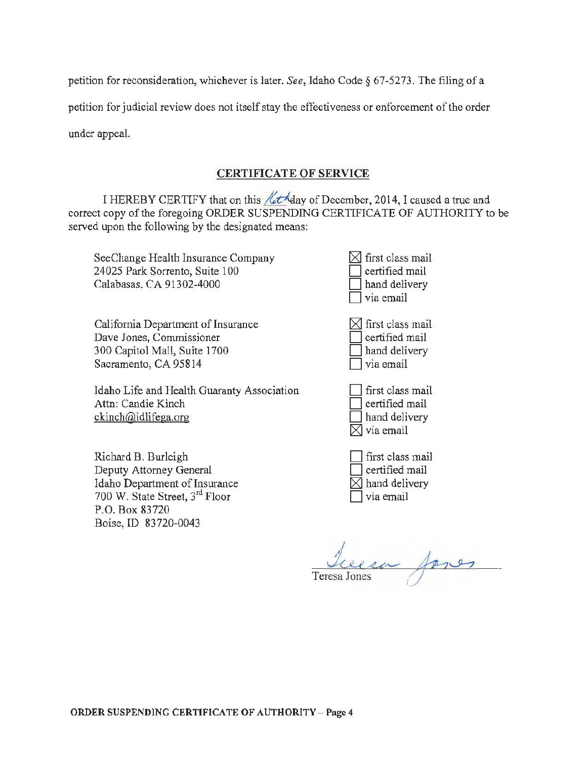petition for reconsideration, whichever is later. *See*, Idaho Code § 67-5273. The filing of a petition for judicial review does not itself stay the effectiveness or enforcement of the order under appeal.

## CERTIFICATE OF SERVICE

I HEREBY CERTIFY that on this 16th day of December, 2014, I caused a true and correct copy of the foregoing ORDER SUSPENDING CERTIFICATE OF AUTHORITY to be served upon the following by the designated means:

| | |
|---|---|
| SeeChange Health Insurance Company<br>24025 Park Sorrento, Suite 100<br>Calabasas, CA 91302-4000 | ☒ first class mail<br>☐ certified mail<br>☐ hand delivery<br>☐ via email |
| California Department of Insurance<br>Dave Jones, Commissioner<br>300 Capitol Mall, Suite 1700<br>Sacramento, CA 95814 | ☒ first class mail<br>☐ certified mail<br>☐ hand delivery<br>☐ via email |
| Idaho Life and Health Guaranty Association<br>Attn: Candie Kinch<br>ckinch@idlifega.org | ☐ first class mail<br>☐ certified mail<br>☐ hand delivery<br>☒ via email |
| Richard B. Burleigh<br>Deputy Attorney General<br>Idaho Department of Insurance<br>700 W. State Street, 3rd Floor<br>P.O. Box 83720<br>Boise, ID 83720-0043 | ☐ first class mail<br>☐ certified mail<br>☒ hand delivery<br>☐ via email |

Teresa Jones